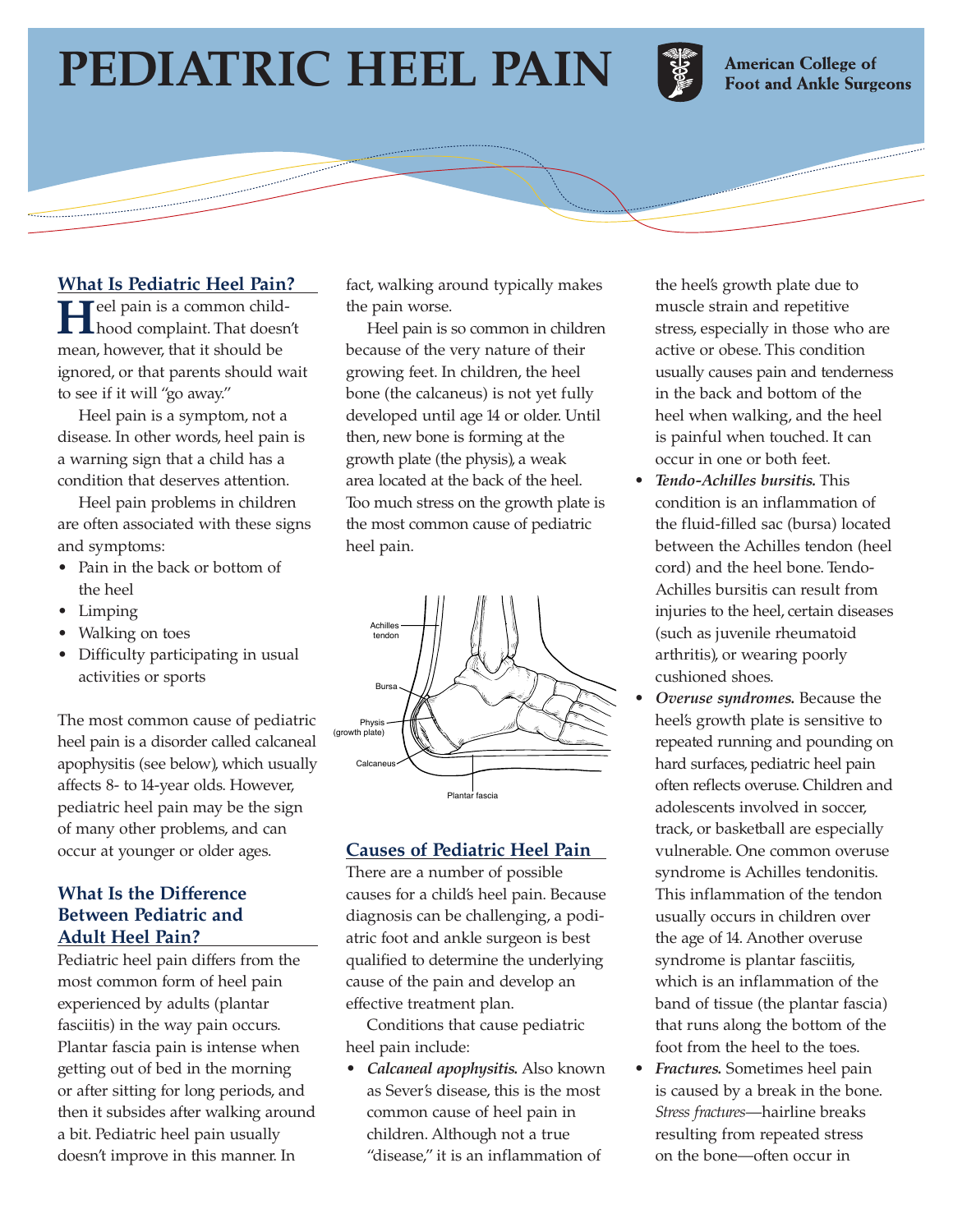# PEDIATRIC HEEL PAIN

American College of Foot and Ankle Surgeons

## What Is Pediatric Heel Pain?

Heel pain is a common childhood complaint. That doesn't mean, however, that it should be ignored, or that parents should wait to see if it will "go away."

Heel pain is a symptom, not a disease. In other words, heel pain is a warning sign that a child has a condition that deserves attention.

Heel pain problems in children are often associated with these signs and symptoms:

- Pain in the back or bottom of the heel
- Limping
- Walking on toes
- Difficulty participating in usual activities or sports

The most common cause of pediatric heel pain is a disorder called calcaneal apophysitis (see below), which usually affects 8- to 14-year olds. However, pediatric heel pain may be the sign of many other problems, and can occur at younger or older ages.

## What Is the Difference Between Pediatric and Adult Heel Pain?

Pediatric heel pain differs from the most common form of heel pain experienced by adults (plantar fasciitis) in the way pain occurs. Plantar fascia pain is intense when getting out of bed in the morning or after sitting for long periods, and then it subsides after walking around a bit. Pediatric heel pain usually doesn't improve in this manner. In fact, walking around typically makes the pain worse.

Heel pain is so common in children because of the very nature of their growing feet. In children, the heel bone (the calcaneus) is not yet fully developed until age 14 or older. Until then, new bone is forming at the growth plate (the physis), a weak area located at the back of the heel. Too much stress on the growth plate is the most common cause of pediatric heel pain.

Achilles tendon, Bursa, Physis (growth plate), Calcaneus, Plantar fascia

## Causes of Pediatric Heel Pain

There are a number of possible causes for a child's heel pain. Because diagnosis can be challenging, a podiatric foot and ankle surgeon is best qualified to determine the underlying cause of the pain and develop an effective treatment plan.

Conditions that cause pediatric heel pain include:

- ***Calcaneal apophysitis.*** Also known as Sever's disease, this is the most common cause of heel pain in children. Although not a true "disease," it is an inflammation of the heel's growth plate due to muscle strain and repetitive stress, especially in those who are active or obese. This condition usually causes pain and tenderness in the back and bottom of the heel when walking, and the heel is painful when touched. It can occur in one or both feet.
- ***Tendo-Achilles bursitis.*** This condition is an inflammation of the fluid-filled sac (bursa) located between the Achilles tendon (heel cord) and the heel bone. Tendo-Achilles bursitis can result from injuries to the heel, certain diseases (such as juvenile rheumatoid arthritis), or wearing poorly cushioned shoes.
- ***Overuse syndromes.*** Because the heel's growth plate is sensitive to repeated running and pounding on hard surfaces, pediatric heel pain often reflects overuse. Children and adolescents involved in soccer, track, or basketball are especially vulnerable. One common overuse syndrome is Achilles tendonitis. This inflammation of the tendon usually occurs in children over the age of 14. Another overuse syndrome is plantar fasciitis, which is an inflammation of the band of tissue (the plantar fascia) that runs along the bottom of the foot from the heel to the toes.
- ***Fractures.*** Sometimes heel pain is caused by a break in the bone. *Stress fractures*—hairline breaks resulting from repeated stress on the bone—often occur in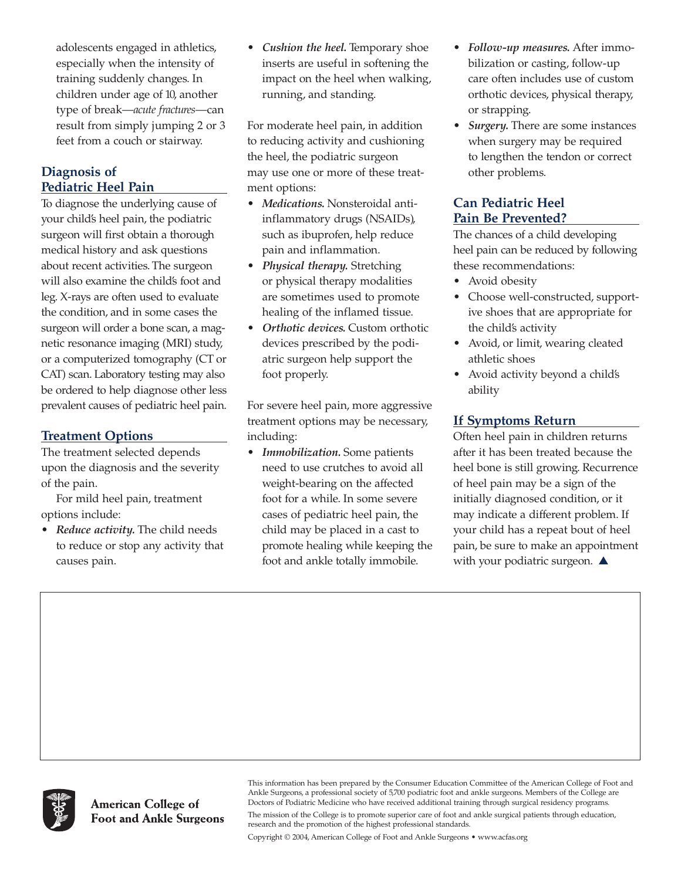adolescents engaged in athletics, especially when the intensity of training suddenly changes. In children under age of 10, another type of break—*acute fractures*—can result from simply jumping 2 or 3 feet from a couch or stairway.

## Diagnosis of Pediatric Heel Pain

To diagnose the underlying cause of your child's heel pain, the podiatric surgeon will first obtain a thorough medical history and ask questions about recent activities. The surgeon will also examine the child's foot and leg. X-rays are often used to evaluate the condition, and in some cases the surgeon will order a bone scan, a magnetic resonance imaging (MRI) study, or a computerized tomography (CT or CAT) scan. Laboratory testing may also be ordered to help diagnose other less prevalent causes of pediatric heel pain.

## Treatment Options

The treatment selected depends upon the diagnosis and the severity of the pain.

For mild heel pain, treatment options include:

- ***Reduce activity.*** The child needs to reduce or stop any activity that causes pain.
- ***Cushion the heel.*** Temporary shoe inserts are useful in softening the impact on the heel when walking, running, and standing.

For moderate heel pain, in addition to reducing activity and cushioning the heel, the podiatric surgeon may use one or more of these treatment options:

- ***Medications.*** Nonsteroidal anti-inflammatory drugs (NSAIDs), such as ibuprofen, help reduce pain and inflammation.
- ***Physical therapy.*** Stretching or physical therapy modalities are sometimes used to promote healing of the inflamed tissue.
- ***Orthotic devices.*** Custom orthotic devices prescribed by the podiatric surgeon help support the foot properly.

For severe heel pain, more aggressive treatment options may be necessary, including:

- ***Immobilization.*** Some patients need to use crutches to avoid all weight-bearing on the affected foot for a while. In some severe cases of pediatric heel pain, the child may be placed in a cast to promote healing while keeping the foot and ankle totally immobile.
- ***Follow-up measures.*** After immobilization or casting, follow-up care often includes use of custom orthotic devices, physical therapy, or strapping.
- ***Surgery.*** There are some instances when surgery may be required to lengthen the tendon or correct other problems.

## Can Pediatric Heel Pain Be Prevented?

The chances of a child developing heel pain can be reduced by following these recommendations:

- Avoid obesity
- Choose well-constructed, supportive shoes that are appropriate for the child's activity
- Avoid, or limit, wearing cleated athletic shoes
- Avoid activity beyond a child's ability

## If Symptoms Return

Often heel pain in children returns after it has been treated because the heel bone is still growing. Recurrence of heel pain may be a sign of the initially diagnosed condition, or it may indicate a different problem. If your child has a repeat bout of heel pain, be sure to make an appointment with your podiatric surgeon. ▲

**American College of Foot and Ankle Surgeons**

This information has been prepared by the Consumer Education Committee of the American College of Foot and Ankle Surgeons, a professional society of 5,700 podiatric foot and ankle surgeons. Members of the College are Doctors of Podiatric Medicine who have received additional training through surgical residency programs.

The mission of the College is to promote superior care of foot and ankle surgical patients through education, research and the promotion of the highest professional standards.

Copyright © 2004, American College of Foot and Ankle Surgeons • www.acfas.org